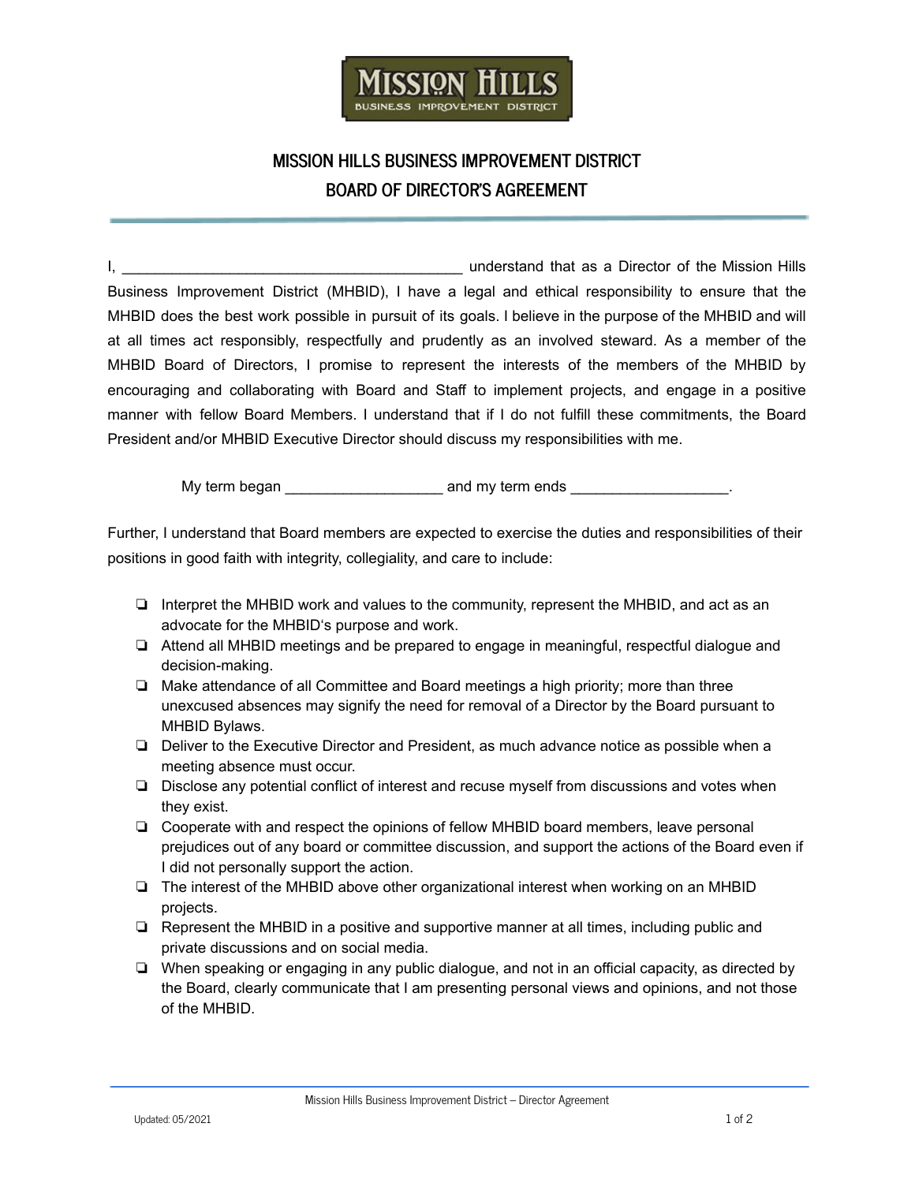MISSION HILLS
BUSINESS IMPROVEMENT DISTRICT

# MISSION HILLS BUSINESS IMPROVEMENT DISTRICT
## BOARD OF DIRECTOR'S AGREEMENT

I, ________________________________________ understand that as a Director of the Mission Hills Business Improvement District (MHBID), I have a legal and ethical responsibility to ensure that the MHBID does the best work possible in pursuit of its goals. I believe in the purpose of the MHBID and will at all times act responsibly, respectfully and prudently as an involved steward. As a member of the MHBID Board of Directors, I promise to represent the interests of the members of the MHBID by encouraging and collaborating with Board and Staff to implement projects, and engage in a positive manner with fellow Board Members. I understand that if I do not fulfill these commitments, the Board President and/or MHBID Executive Director should discuss my responsibilities with me.

My term began __________________ and my term ends __________________.

Further, I understand that Board members are expected to exercise the duties and responsibilities of their positions in good faith with integrity, collegiality, and care to include:

- ❏ Interpret the MHBID work and values to the community, represent the MHBID, and act as an advocate for the MHBID's purpose and work.
- ❏ Attend all MHBID meetings and be prepared to engage in meaningful, respectful dialogue and decision-making.
- ❏ Make attendance of all Committee and Board meetings a high priority; more than three unexcused absences may signify the need for removal of a Director by the Board pursuant to MHBID Bylaws.
- ❏ Deliver to the Executive Director and President, as much advance notice as possible when a meeting absence must occur.
- ❏ Disclose any potential conflict of interest and recuse myself from discussions and votes when they exist.
- ❏ Cooperate with and respect the opinions of fellow MHBID board members, leave personal prejudices out of any board or committee discussion, and support the actions of the Board even if I did not personally support the action.
- ❏ The interest of the MHBID above other organizational interest when working on an MHBID projects.
- ❏ Represent the MHBID in a positive and supportive manner at all times, including public and private discussions and on social media.
- ❏ When speaking or engaging in any public dialogue, and not in an official capacity, as directed by the Board, clearly communicate that I am presenting personal views and opinions, and not those of the MHBID.

Updated: 05/2021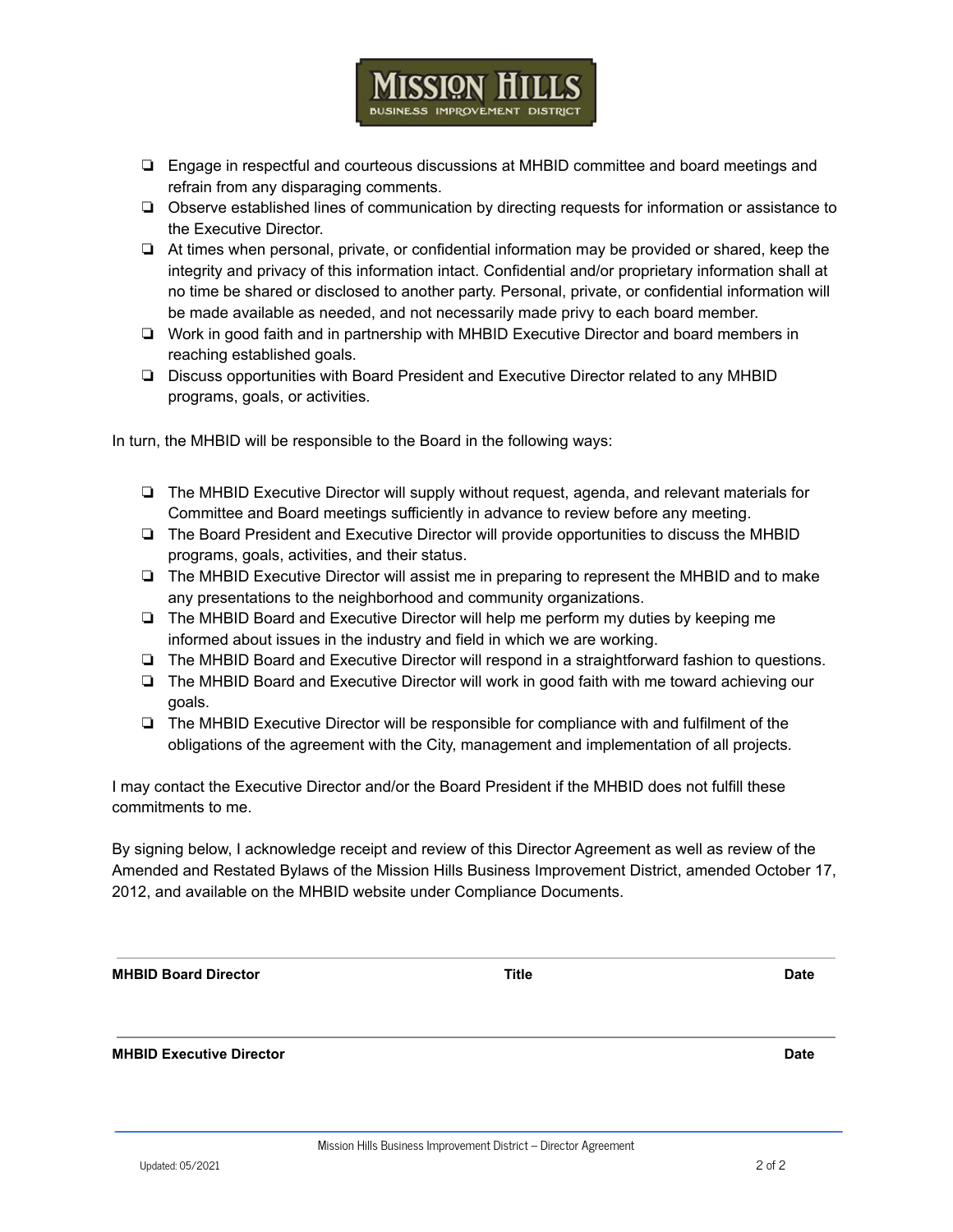- ❏ Engage in respectful and courteous discussions at MHBID committee and board meetings and refrain from any disparaging comments.
- ❏ Observe established lines of communication by directing requests for information or assistance to the Executive Director.
- ❏ At times when personal, private, or confidential information may be provided or shared, keep the integrity and privacy of this information intact. Confidential and/or proprietary information shall at no time be shared or disclosed to another party. Personal, private, or confidential information will be made available as needed, and not necessarily made privy to each board member.
- ❏ Work in good faith and in partnership with MHBID Executive Director and board members in reaching established goals.
- ❏ Discuss opportunities with Board President and Executive Director related to any MHBID programs, goals, or activities.

In turn, the MHBID will be responsible to the Board in the following ways:

- ❏ The MHBID Executive Director will supply without request, agenda, and relevant materials for Committee and Board meetings sufficiently in advance to review before any meeting.
- ❏ The Board President and Executive Director will provide opportunities to discuss the MHBID programs, goals, activities, and their status.
- ❏ The MHBID Executive Director will assist me in preparing to represent the MHBID and to make any presentations to the neighborhood and community organizations.
- ❏ The MHBID Board and Executive Director will help me perform my duties by keeping me informed about issues in the industry and field in which we are working.
- ❏ The MHBID Board and Executive Director will respond in a straightforward fashion to questions.
- ❏ The MHBID Board and Executive Director will work in good faith with me toward achieving our goals.
- ❏ The MHBID Executive Director will be responsible for compliance with and fulfilment of the obligations of the agreement with the City, management and implementation of all projects.

I may contact the Executive Director and/or the Board President if the MHBID does not fulfill these commitments to me.

By signing below, I acknowledge receipt and review of this Director Agreement as well as review of the Amended and Restated Bylaws of the Mission Hills Business Improvement District, amended October 17, 2012, and available on the MHBID website under Compliance Documents.

---

**MHBID Board Director** **Title** **Date**

---

**MHBID Executive Director** **Date**

Mission Hills Business Improvement District – Director Agreement

Updated: 05/2021